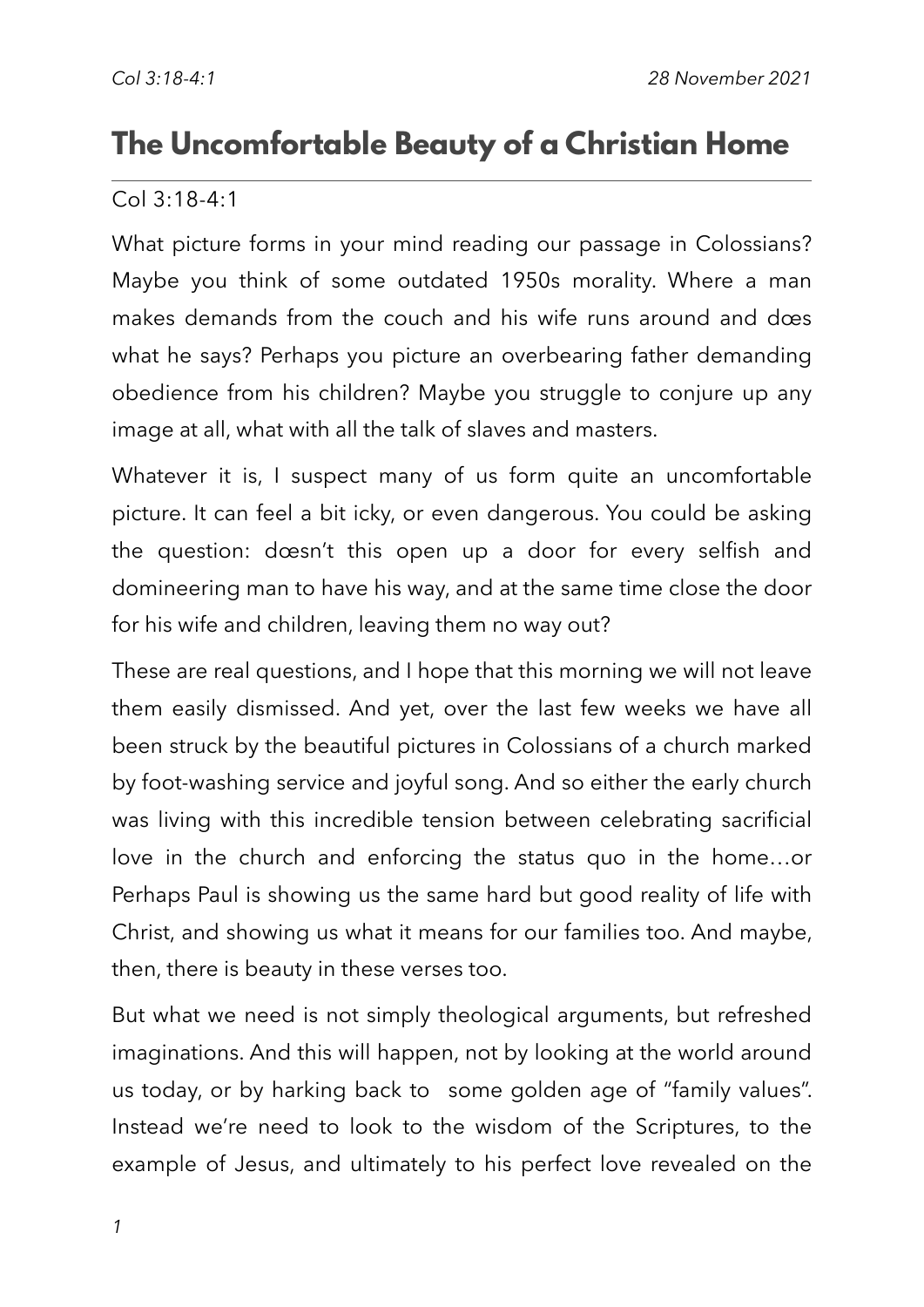# The Uncomfortable Beauty of a Christian Home

Col 3:18-4:1

What picture forms in your mind reading our passage in Colossians? Maybe you think of some outdated 1950s morality. Where a man makes demands from the couch and his wife runs around and dœs what he says? Perhaps you picture an overbearing father demanding obedience from his children? Maybe you struggle to conjure up any image at all, what with all the talk of slaves and masters.

Whatever it is, I suspect many of us form quite an uncomfortable picture. It can feel a bit icky, or even dangerous. You could be asking the question: dœsn't this open up a door for every selfish and domineering man to have his way, and at the same time close the door for his wife and children, leaving them no way out?

These are real questions, and I hope that this morning we will not leave them easily dismissed. And yet, over the last few weeks we have all been struck by the beautiful pictures in Colossians of a church marked by foot-washing service and joyful song. And so either the early church was living with this incredible tension between celebrating sacrificial love in the church and enforcing the status quo in the home…or Perhaps Paul is showing us the same hard but good reality of life with Christ, and showing us what it means for our families too. And maybe, then, there is beauty in these verses too.

But what we need is not simply theological arguments, but refreshed imaginations. And this will happen, not by looking at the world around us today, or by harking back to some golden age of "family values". Instead we're need to look to the wisdom of the Scriptures, to the example of Jesus, and ultimately to his perfect love revealed on the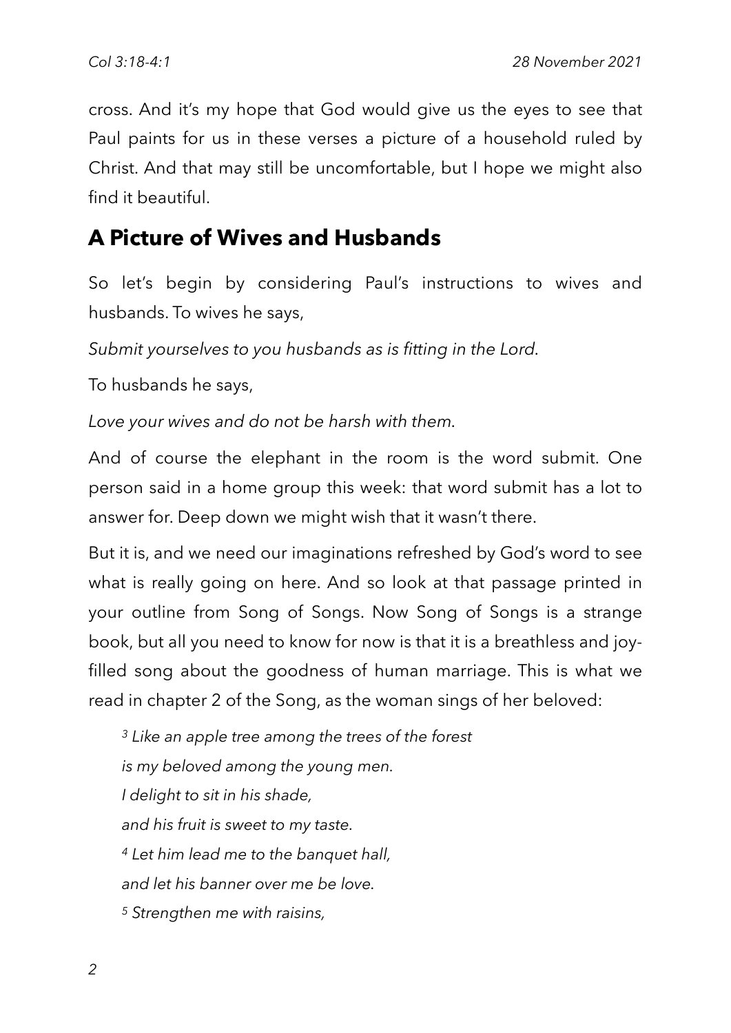cross. And it's my hope that God would give us the eyes to see that Paul paints for us in these verses a picture of a household ruled by Christ. And that may still be uncomfortable, but I hope we might also find it beautiful.

## A Picture of Wives and Husbands

So let's begin by considering Paul's instructions to wives and husbands. To wives he says,

*Submit yourselves to you husbands as is fitting in the Lord.*

To husbands he says,

*Love your wives and do not be harsh with them.*

And of course the elephant in the room is the word submit. One person said in a home group this week: that word submit has a lot to answer for. Deep down we might wish that it wasn't there.

But it is, and we need our imaginations refreshed by God's word to see what is really going on here. And so look at that passage printed in your outline from Song of Songs. Now Song of Songs is a strange book, but all you need to know for now is that it is a breathless and joy-filled song about the goodness of human marriage. This is what we read in chapter 2 of the Song, as the woman sings of her beloved:

> [3] *Like an apple tree among the trees of the forest*
> *is my beloved among the young men.*
> *I delight to sit in his shade,*
> *and his fruit is sweet to my taste.*
> [4] *Let him lead me to the banquet hall,*
> *and let his banner over me be love.*
> [5] *Strengthen me with raisins,*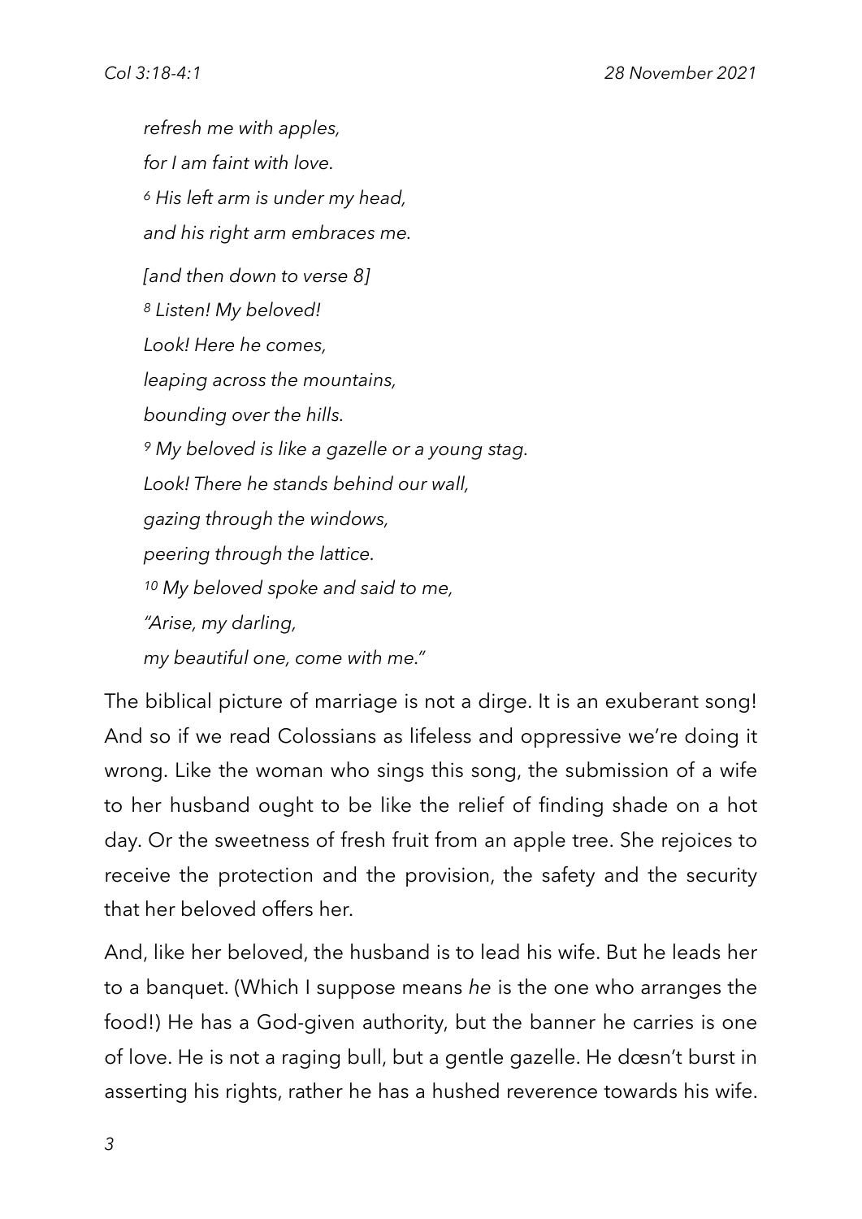*refresh me with apples,*

*for I am faint with love.*

*6 His left arm is under my head,*

*and his right arm embraces me.*

*[and then down to verse 8]*

*8 Listen! My beloved!*

*Look! Here he comes,*

*leaping across the mountains,*

*bounding over the hills.*

*9 My beloved is like a gazelle or a young stag.*

*Look! There he stands behind our wall,*

*gazing through the windows,*

*peering through the lattice.*

*10 My beloved spoke and said to me,*

*"Arise, my darling,*

*my beautiful one, come with me."*

The biblical picture of marriage is not a dirge. It is an exuberant song! And so if we read Colossians as lifeless and oppressive we're doing it wrong. Like the woman who sings this song, the submission of a wife to her husband ought to be like the relief of finding shade on a hot day. Or the sweetness of fresh fruit from an apple tree. She rejoices to receive the protection and the provision, the safety and the security that her beloved offers her.

And, like her beloved, the husband is to lead his wife. But he leads her to a banquet. (Which I suppose means *he* is the one who arranges the food!) He has a God-given authority, but the banner he carries is one of love. He is not a raging bull, but a gentle gazelle. He dœsn't burst in asserting his rights, rather he has a hushed reverence towards his wife.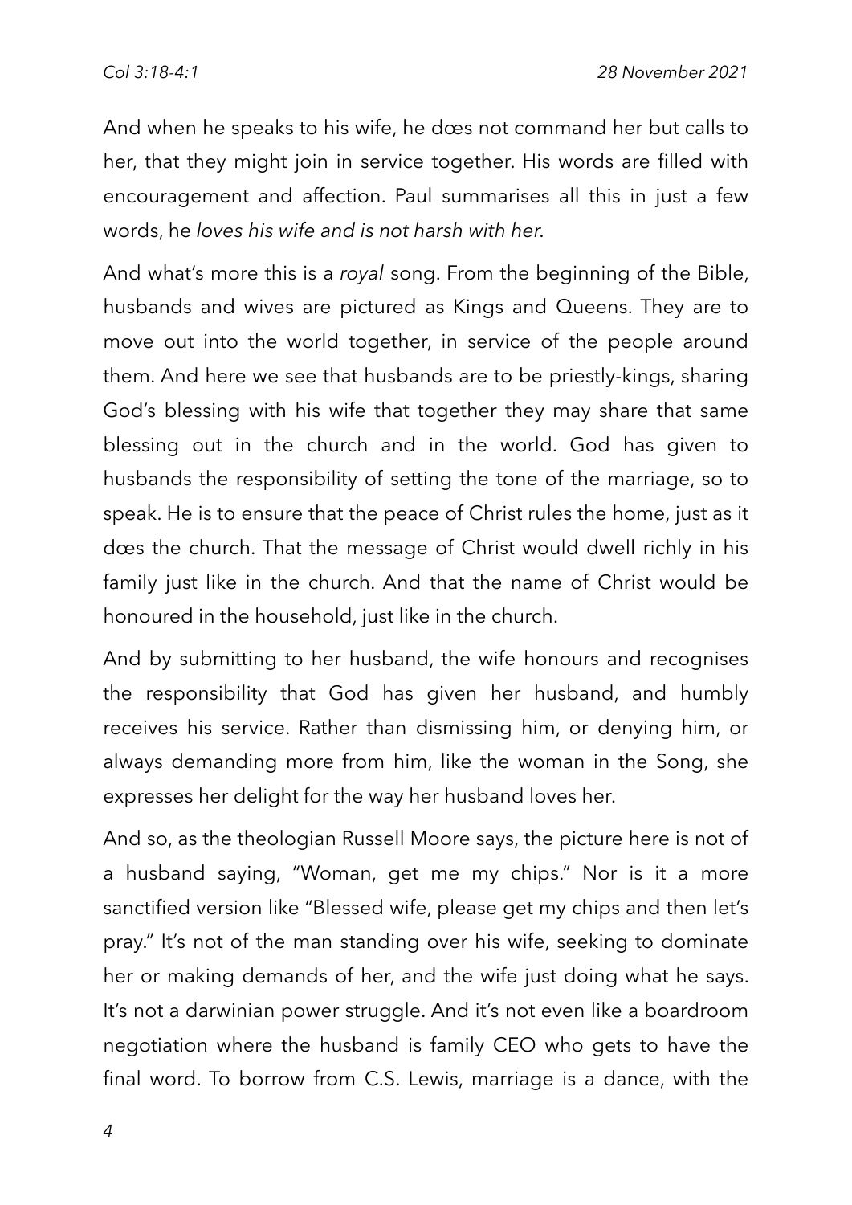And when he speaks to his wife, he dœs not command her but calls to her, that they might join in service together. His words are filled with encouragement and affection. Paul summarises all this in just a few words, he *loves his wife and is not harsh with her*.

And what's more this is a *royal* song. From the beginning of the Bible, husbands and wives are pictured as Kings and Queens. They are to move out into the world together, in service of the people around them. And here we see that husbands are to be priestly-kings, sharing God's blessing with his wife that together they may share that same blessing out in the church and in the world. God has given to husbands the responsibility of setting the tone of the marriage, so to speak. He is to ensure that the peace of Christ rules the home, just as it dœs the church. That the message of Christ would dwell richly in his family just like in the church. And that the name of Christ would be honoured in the household, just like in the church.

And by submitting to her husband, the wife honours and recognises the responsibility that God has given her husband, and humbly receives his service. Rather than dismissing him, or denying him, or always demanding more from him, like the woman in the Song, she expresses her delight for the way her husband loves her.

And so, as the theologian Russell Moore says, the picture here is not of a husband saying, "Woman, get me my chips." Nor is it a more sanctified version like "Blessed wife, please get my chips and then let's pray." It's not of the man standing over his wife, seeking to dominate her or making demands of her, and the wife just doing what he says. It's not a darwinian power struggle. And it's not even like a boardroom negotiation where the husband is family CEO who gets to have the final word. To borrow from C.S. Lewis, marriage is a dance, with the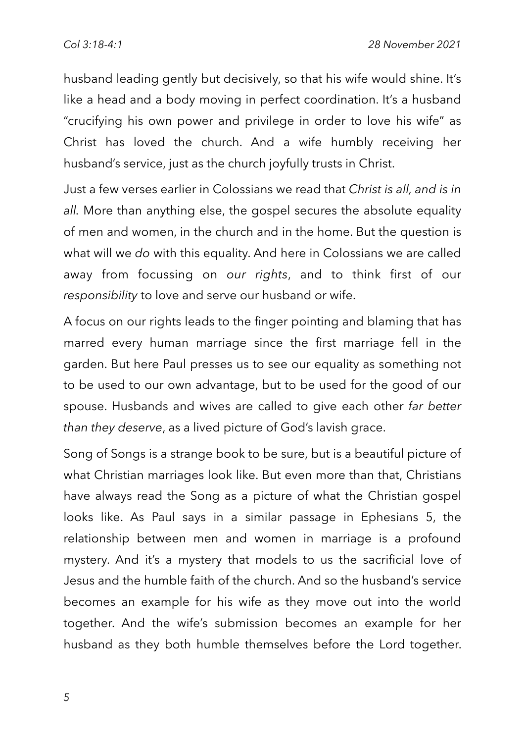husband leading gently but decisively, so that his wife would shine. It's like a head and a body moving in perfect coordination. It's a husband "crucifying his own power and privilege in order to love his wife" as Christ has loved the church. And a wife humbly receiving her husband's service, just as the church joyfully trusts in Christ.

Just a few verses earlier in Colossians we read that *Christ is all, and is in all*. More than anything else, the gospel secures the absolute equality of men and women, in the church and in the home. But the question is what will we *do* with this equality. And here in Colossians we are called away from focussing on *our rights*, and to think first of our *responsibility* to love and serve our husband or wife.

A focus on our rights leads to the finger pointing and blaming that has marred every human marriage since the first marriage fell in the garden. But here Paul presses us to see our equality as something not to be used to our own advantage, but to be used for the good of our spouse. Husbands and wives are called to give each other *far better than they deserve*, as a lived picture of God's lavish grace.

Song of Songs is a strange book to be sure, but is a beautiful picture of what Christian marriages look like. But even more than that, Christians have always read the Song as a picture of what the Christian gospel looks like. As Paul says in a similar passage in Ephesians 5, the relationship between men and women in marriage is a profound mystery. And it's a mystery that models to us the sacrificial love of Jesus and the humble faith of the church. And so the husband's service becomes an example for his wife as they move out into the world together. And the wife's submission becomes an example for her husband as they both humble themselves before the Lord together.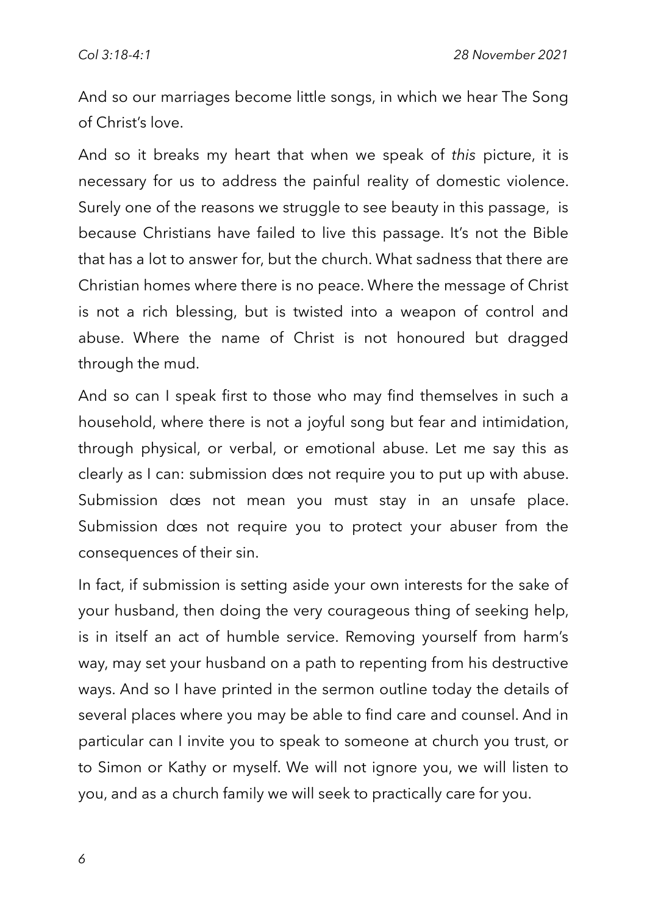And so our marriages become little songs, in which we hear The Song of Christ's love.

And so it breaks my heart that when we speak of *this* picture, it is necessary for us to address the painful reality of domestic violence. Surely one of the reasons we struggle to see beauty in this passage,  is because Christians have failed to live this passage. It's not the Bible that has a lot to answer for, but the church. What sadness that there are Christian homes where there is no peace. Where the message of Christ is not a rich blessing, but is twisted into a weapon of control and abuse. Where the name of Christ is not honoured but dragged through the mud.

And so can I speak first to those who may find themselves in such a household, where there is not a joyful song but fear and intimidation, through physical, or verbal, or emotional abuse. Let me say this as clearly as I can: submission dœs not require you to put up with abuse. Submission dœs not mean you must stay in an unsafe place. Submission dœs not require you to protect your abuser from the consequences of their sin.

In fact, if submission is setting aside your own interests for the sake of your husband, then doing the very courageous thing of seeking help, is in itself an act of humble service. Removing yourself from harm's way, may set your husband on a path to repenting from his destructive ways. And so I have printed in the sermon outline today the details of several places where you may be able to find care and counsel. And in particular can I invite you to speak to someone at church you trust, or to Simon or Kathy or myself. We will not ignore you, we will listen to you, and as a church family we will seek to practically care for you.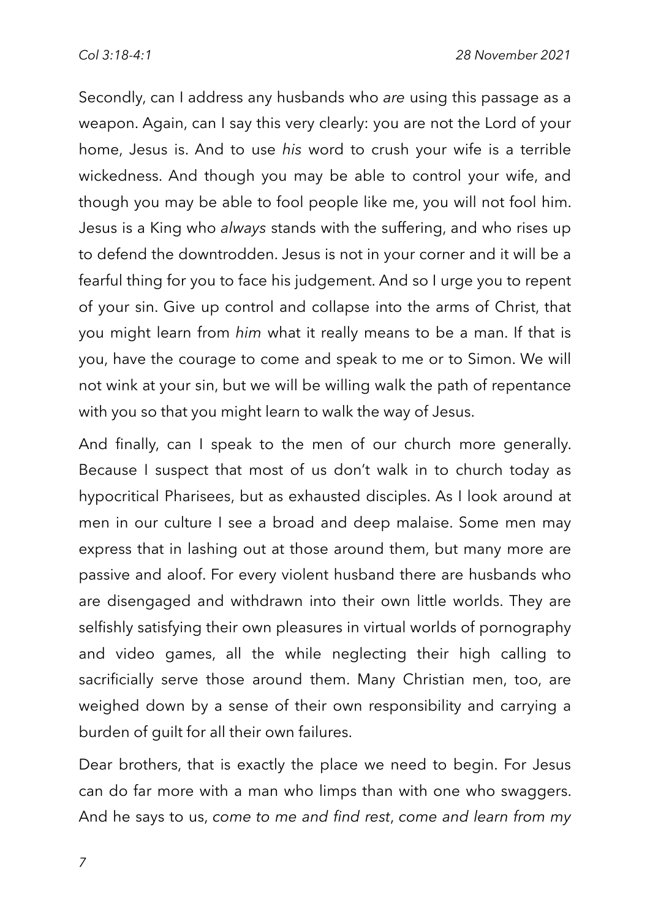Secondly, can I address any husbands who *are* using this passage as a weapon. Again, can I say this very clearly: you are not the Lord of your home, Jesus is. And to use *his* word to crush your wife is a terrible wickedness. And though you may be able to control your wife, and though you may be able to fool people like me, you will not fool him. Jesus is a King who *always* stands with the suffering, and who rises up to defend the downtrodden. Jesus is not in your corner and it will be a fearful thing for you to face his judgement. And so I urge you to repent of your sin. Give up control and collapse into the arms of Christ, that you might learn from *him* what it really means to be a man. If that is you, have the courage to come and speak to me or to Simon. We will not wink at your sin, but we will be willing walk the path of repentance with you so that you might learn to walk the way of Jesus.

And finally, can I speak to the men of our church more generally. Because I suspect that most of us don't walk in to church today as hypocritical Pharisees, but as exhausted disciples. As I look around at men in our culture I see a broad and deep malaise. Some men may express that in lashing out at those around them, but many more are passive and aloof. For every violent husband there are husbands who are disengaged and withdrawn into their own little worlds. They are selfishly satisfying their own pleasures in virtual worlds of pornography and video games, all the while neglecting their high calling to sacrificially serve those around them. Many Christian men, too, are weighed down by a sense of their own responsibility and carrying a burden of guilt for all their own failures.

Dear brothers, that is exactly the place we need to begin. For Jesus can do far more with a man who limps than with one who swaggers. And he says to us, *come to me and find rest*, *come and learn from my*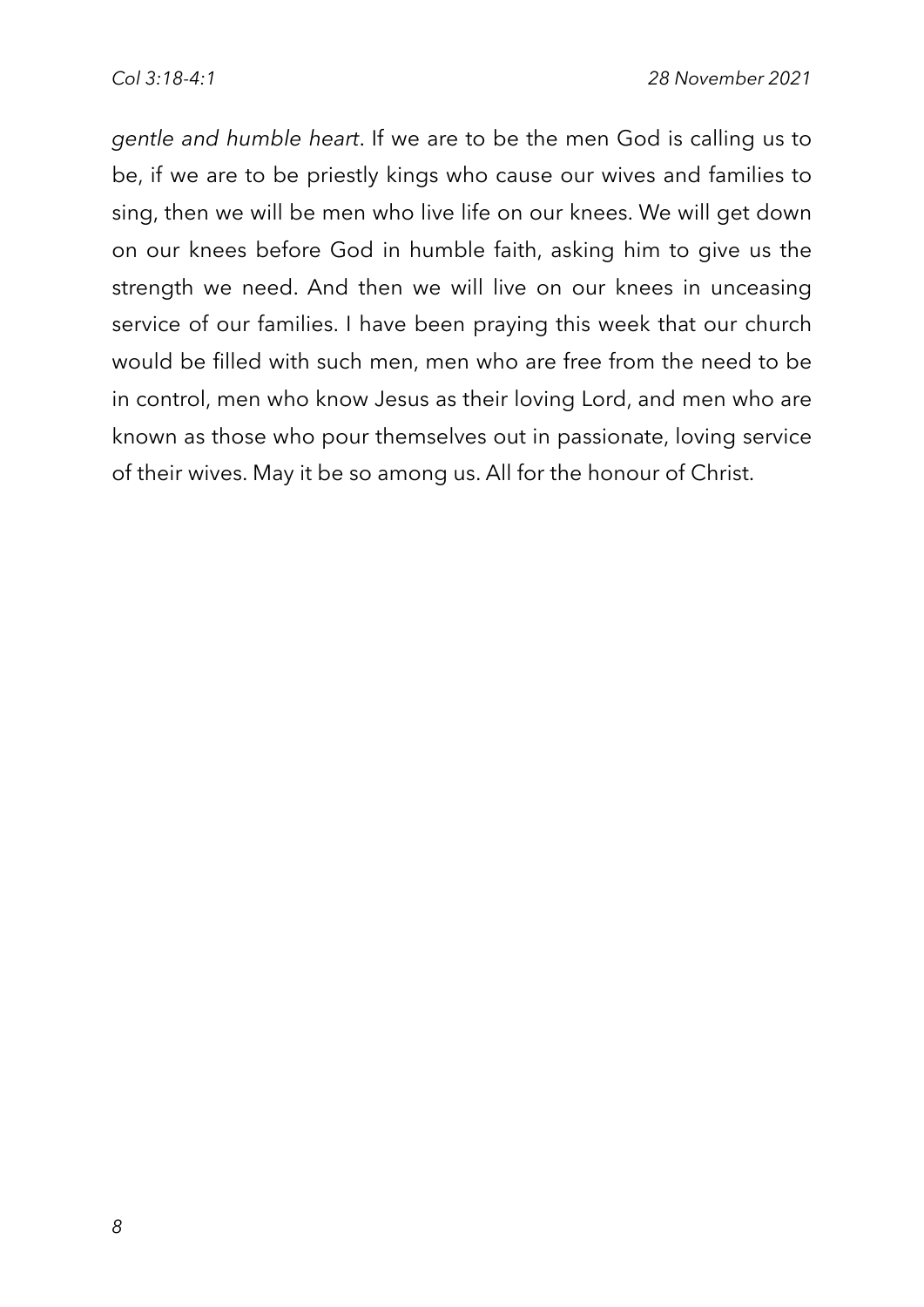*gentle and humble heart*. If we are to be the men God is calling us to be, if we are to be priestly kings who cause our wives and families to sing, then we will be men who live life on our knees. We will get down on our knees before God in humble faith, asking him to give us the strength we need. And then we will live on our knees in unceasing service of our families. I have been praying this week that our church would be filled with such men, men who are free from the need to be in control, men who know Jesus as their loving Lord, and men who are known as those who pour themselves out in passionate, loving service of their wives. May it be so among us. All for the honour of Christ.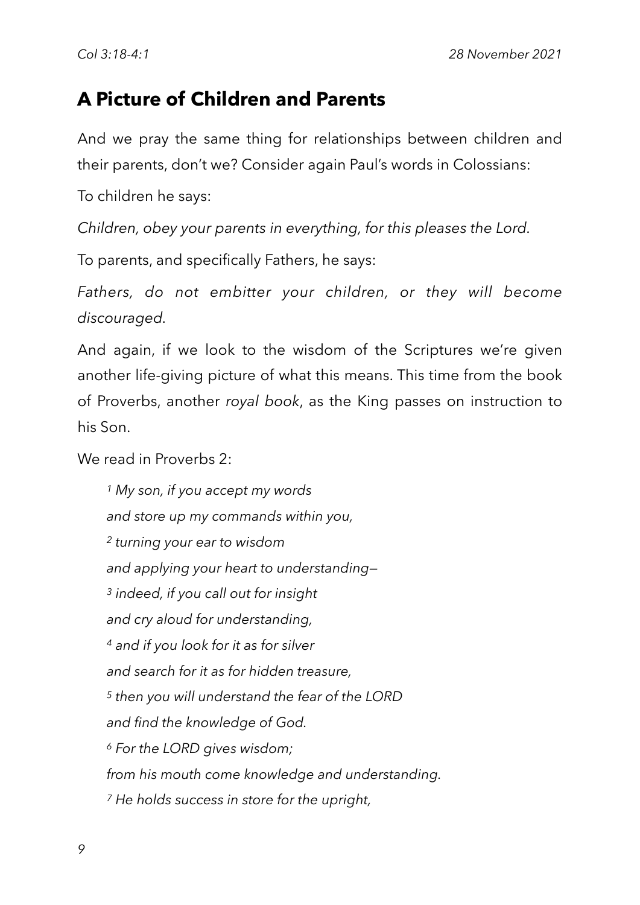## A Picture of Children and Parents

And we pray the same thing for relationships between children and their parents, don't we? Consider again Paul's words in Colossians:

To children he says:

*Children, obey your parents in everything, for this pleases the Lord.*

To parents, and specifically Fathers, he says:

*Fathers, do not embitter your children, or they will become discouraged.*

And again, if we look to the wisdom of the Scriptures we're given another life-giving picture of what this means. This time from the book of Proverbs, another *royal book*, as the King passes on instruction to his Son.

We read in Proverbs 2:

> [1] *My son, if you accept my words*
> *and store up my commands within you,*
> [2] *turning your ear to wisdom*
> *and applying your heart to understanding—*
> [3] *indeed, if you call out for insight*
> *and cry aloud for understanding,*
> [4] *and if you look for it as for silver*
> *and search for it as for hidden treasure,*
> [5] *then you will understand the fear of the LORD*
> *and find the knowledge of God.*
> [6] *For the LORD gives wisdom;*
> *from his mouth come knowledge and understanding.*
> [7] *He holds success in store for the upright,*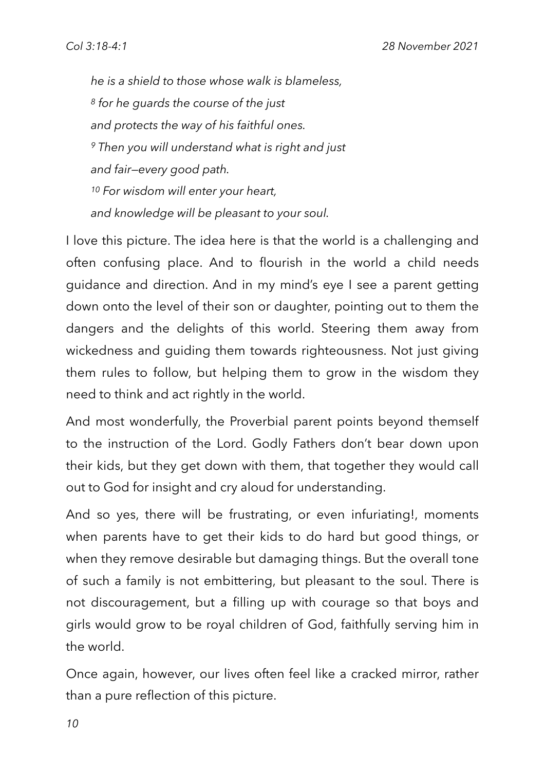*he is a shield to those whose walk is blameless,*
*[8] for he guards the course of the just*
*and protects the way of his faithful ones.*
*[9] Then you will understand what is right and just*
*and fair—every good path.*
*[10] For wisdom will enter your heart,*
*and knowledge will be pleasant to your soul.*

I love this picture. The idea here is that the world is a challenging and often confusing place. And to flourish in the world a child needs guidance and direction. And in my mind's eye I see a parent getting down onto the level of their son or daughter, pointing out to them the dangers and the delights of this world. Steering them away from wickedness and guiding them towards righteousness. Not just giving them rules to follow, but helping them to grow in the wisdom they need to think and act rightly in the world.

And most wonderfully, the Proverbial parent points beyond themself to the instruction of the Lord. Godly Fathers don't bear down upon their kids, but they get down with them, that together they would call out to God for insight and cry aloud for understanding.

And so yes, there will be frustrating, or even infuriating!, moments when parents have to get their kids to do hard but good things, or when they remove desirable but damaging things. But the overall tone of such a family is not embittering, but pleasant to the soul. There is not discouragement, but a filling up with courage so that boys and girls would grow to be royal children of God, faithfully serving him in the world.

Once again, however, our lives often feel like a cracked mirror, rather than a pure reflection of this picture.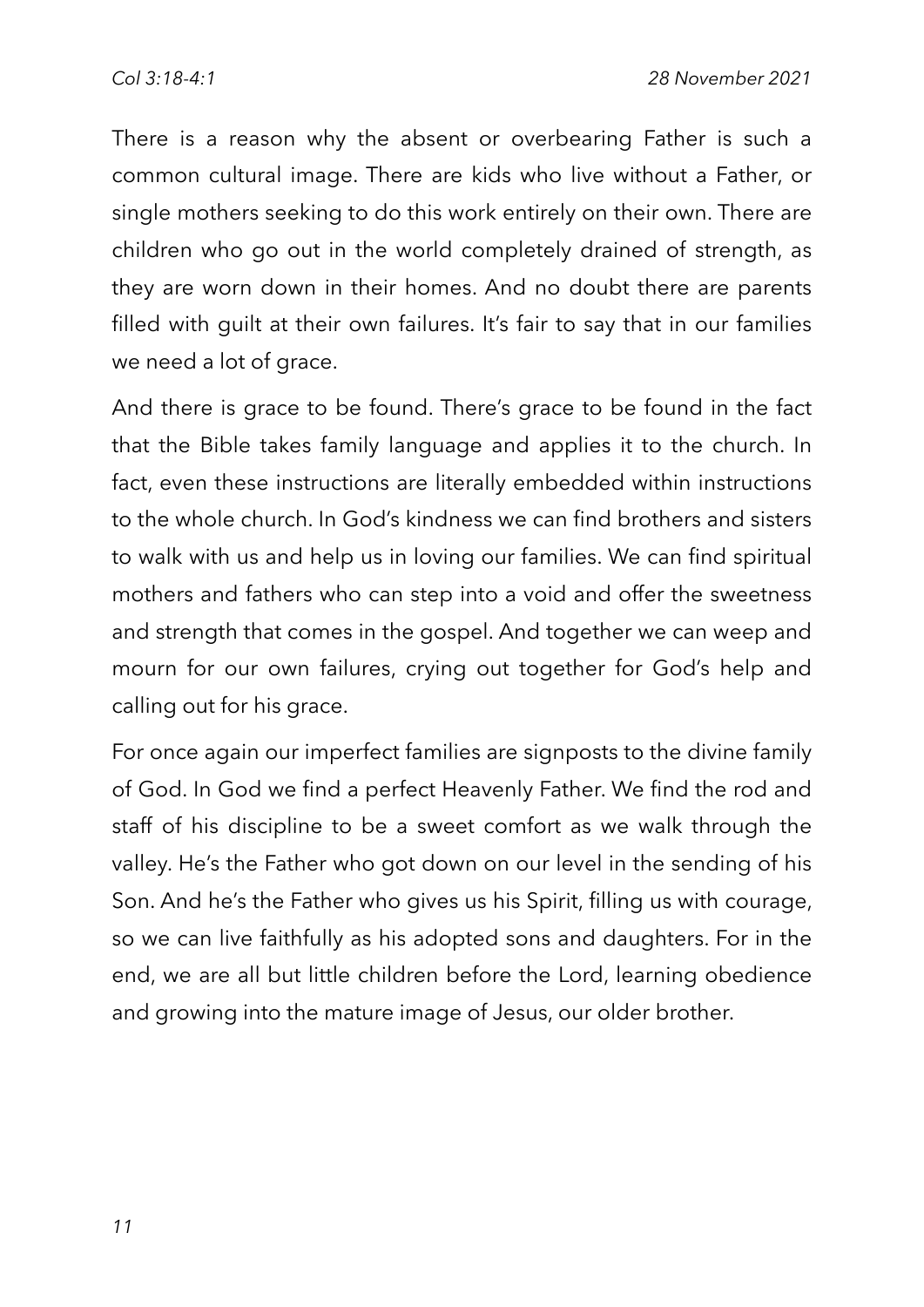There is a reason why the absent or overbearing Father is such a common cultural image. There are kids who live without a Father, or single mothers seeking to do this work entirely on their own. There are children who go out in the world completely drained of strength, as they are worn down in their homes. And no doubt there are parents filled with guilt at their own failures. It's fair to say that in our families we need a lot of grace.

And there is grace to be found. There's grace to be found in the fact that the Bible takes family language and applies it to the church. In fact, even these instructions are literally embedded within instructions to the whole church. In God's kindness we can find brothers and sisters to walk with us and help us in loving our families. We can find spiritual mothers and fathers who can step into a void and offer the sweetness and strength that comes in the gospel. And together we can weep and mourn for our own failures, crying out together for God's help and calling out for his grace.

For once again our imperfect families are signposts to the divine family of God. In God we find a perfect Heavenly Father. We find the rod and staff of his discipline to be a sweet comfort as we walk through the valley. He's the Father who got down on our level in the sending of his Son. And he's the Father who gives us his Spirit, filling us with courage, so we can live faithfully as his adopted sons and daughters. For in the end, we are all but little children before the Lord, learning obedience and growing into the mature image of Jesus, our older brother.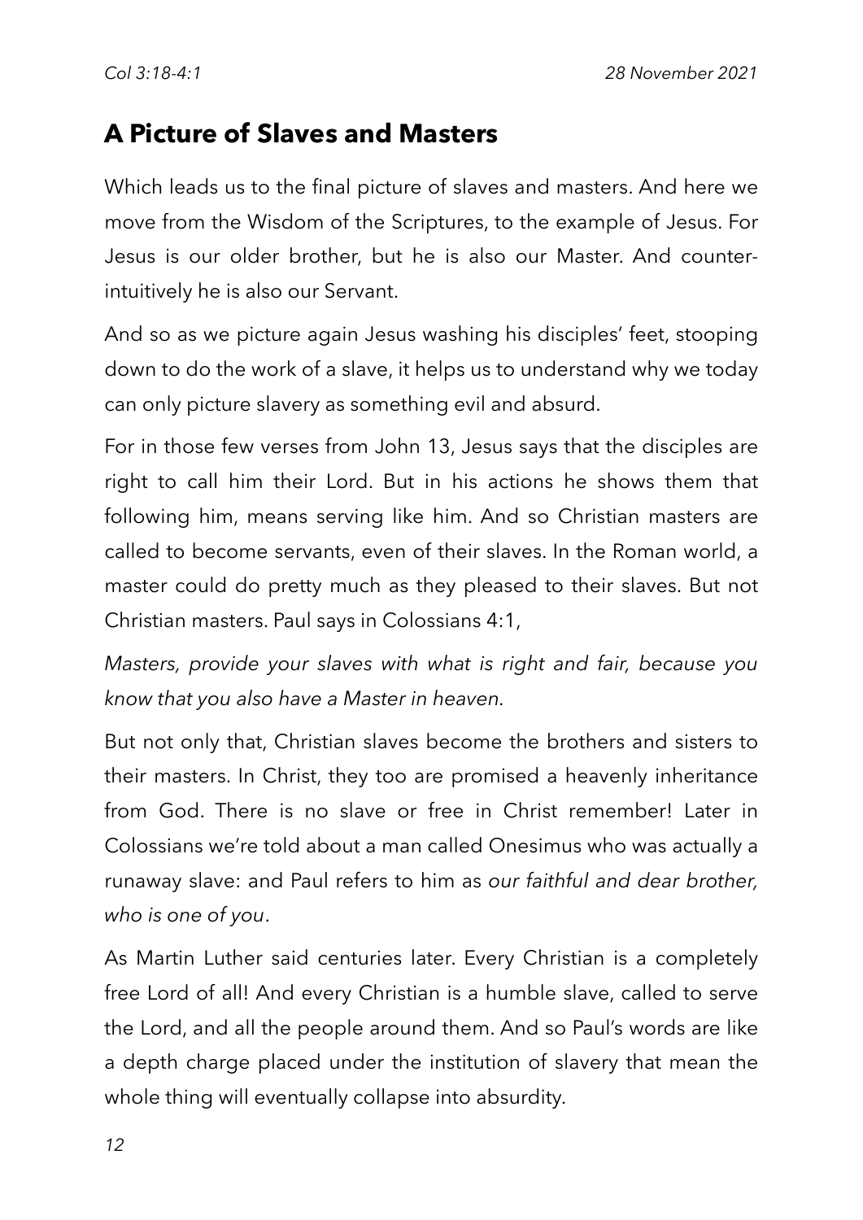## A Picture of Slaves and Masters

Which leads us to the final picture of slaves and masters. And here we move from the Wisdom of the Scriptures, to the example of Jesus. For Jesus is our older brother, but he is also our Master. And counter-intuitively he is also our Servant.

And so as we picture again Jesus washing his disciples' feet, stooping down to do the work of a slave, it helps us to understand why we today can only picture slavery as something evil and absurd.

For in those few verses from John 13, Jesus says that the disciples are right to call him their Lord. But in his actions he shows them that following him, means serving like him. And so Christian masters are called to become servants, even of their slaves. In the Roman world, a master could do pretty much as they pleased to their slaves. But not Christian masters. Paul says in Colossians 4:1,

*Masters, provide your slaves with what is right and fair, because you know that you also have a Master in heaven.*

But not only that, Christian slaves become the brothers and sisters to their masters. In Christ, they too are promised a heavenly inheritance from God. There is no slave or free in Christ remember! Later in Colossians we're told about a man called Onesimus who was actually a runaway slave: and Paul refers to him as *our faithful and dear brother, who is one of you*.

As Martin Luther said centuries later. Every Christian is a completely free Lord of all! And every Christian is a humble slave, called to serve the Lord, and all the people around them. And so Paul's words are like a depth charge placed under the institution of slavery that mean the whole thing will eventually collapse into absurdity.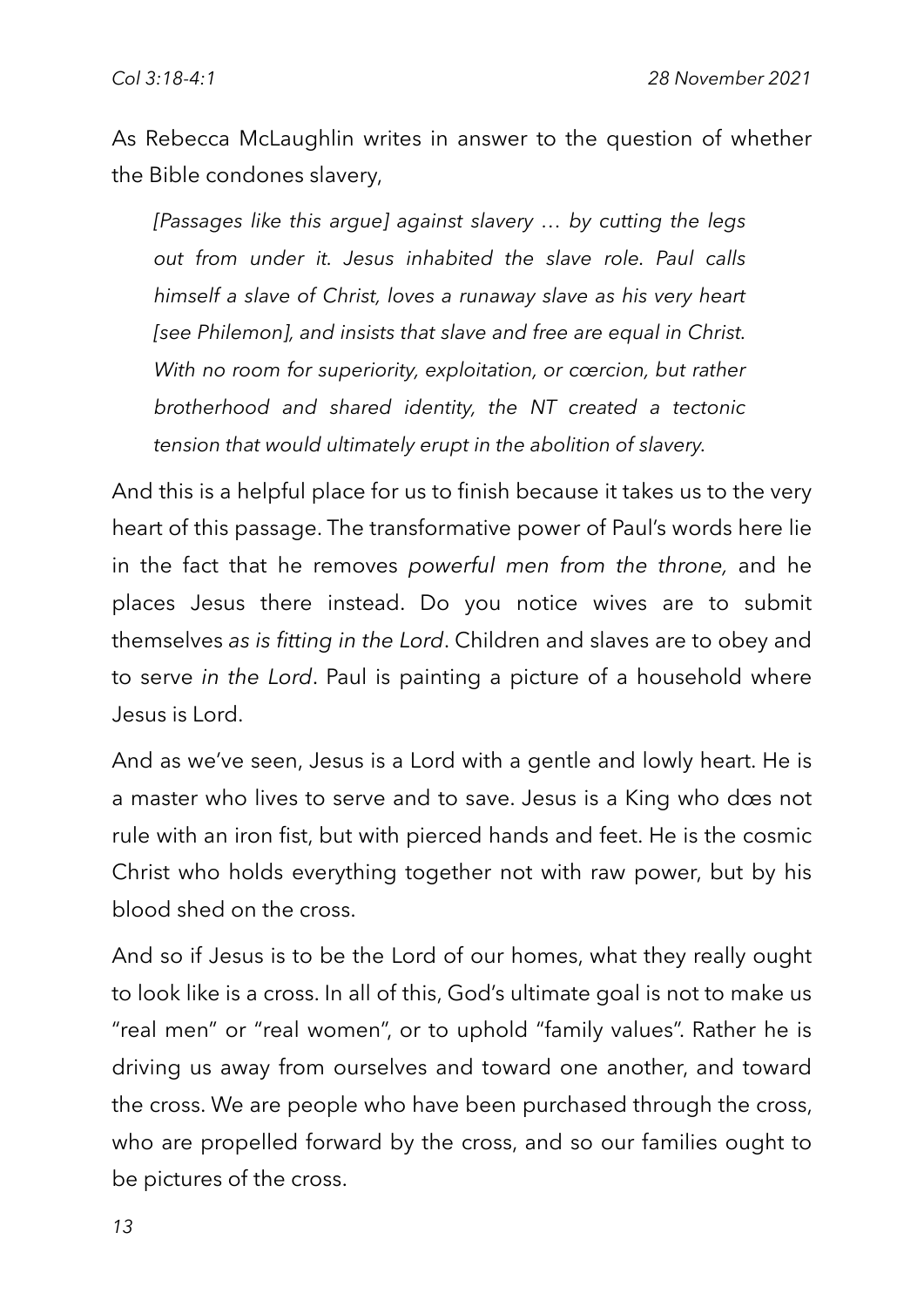As Rebecca McLaughlin writes in answer to the question of whether the Bible condones slavery,

> *[Passages like this argue] against slavery … by cutting the legs out from under it. Jesus inhabited the slave role. Paul calls himself a slave of Christ, loves a runaway slave as his very heart [see Philemon], and insists that slave and free are equal in Christ. With no room for superiority, exploitation, or cœrcion, but rather brotherhood and shared identity, the NT created a tectonic tension that would ultimately erupt in the abolition of slavery.*

And this is a helpful place for us to finish because it takes us to the very heart of this passage. The transformative power of Paul's words here lie in the fact that he removes *powerful men from the throne,* and he places Jesus there instead. Do you notice wives are to submit themselves *as is fitting in the Lord*. Children and slaves are to obey and to serve *in the Lord*. Paul is painting a picture of a household where Jesus is Lord.

And as we've seen, Jesus is a Lord with a gentle and lowly heart. He is a master who lives to serve and to save. Jesus is a King who dœs not rule with an iron fist, but with pierced hands and feet. He is the cosmic Christ who holds everything together not with raw power, but by his blood shed on the cross.

And so if Jesus is to be the Lord of our homes, what they really ought to look like is a cross. In all of this, God's ultimate goal is not to make us "real men" or "real women", or to uphold "family values". Rather he is driving us away from ourselves and toward one another, and toward the cross. We are people who have been purchased through the cross, who are propelled forward by the cross, and so our families ought to be pictures of the cross.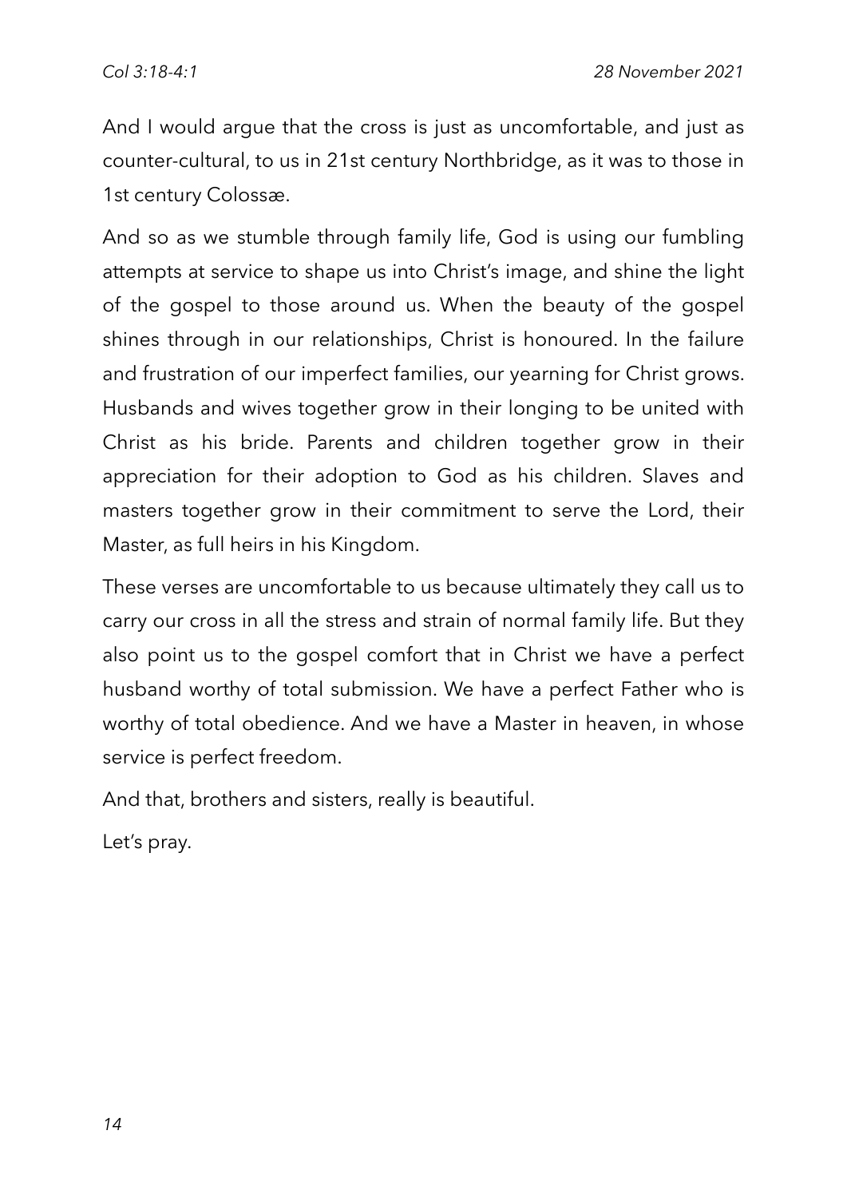And I would argue that the cross is just as uncomfortable, and just as counter-cultural, to us in 21st century Northbridge, as it was to those in 1st century Colossæ.

And so as we stumble through family life, God is using our fumbling attempts at service to shape us into Christ's image, and shine the light of the gospel to those around us. When the beauty of the gospel shines through in our relationships, Christ is honoured. In the failure and frustration of our imperfect families, our yearning for Christ grows. Husbands and wives together grow in their longing to be united with Christ as his bride. Parents and children together grow in their appreciation for their adoption to God as his children. Slaves and masters together grow in their commitment to serve the Lord, their Master, as full heirs in his Kingdom.

These verses are uncomfortable to us because ultimately they call us to carry our cross in all the stress and strain of normal family life. But they also point us to the gospel comfort that in Christ we have a perfect husband worthy of total submission. We have a perfect Father who is worthy of total obedience. And we have a Master in heaven, in whose service is perfect freedom.

And that, brothers and sisters, really is beautiful.

Let's pray.